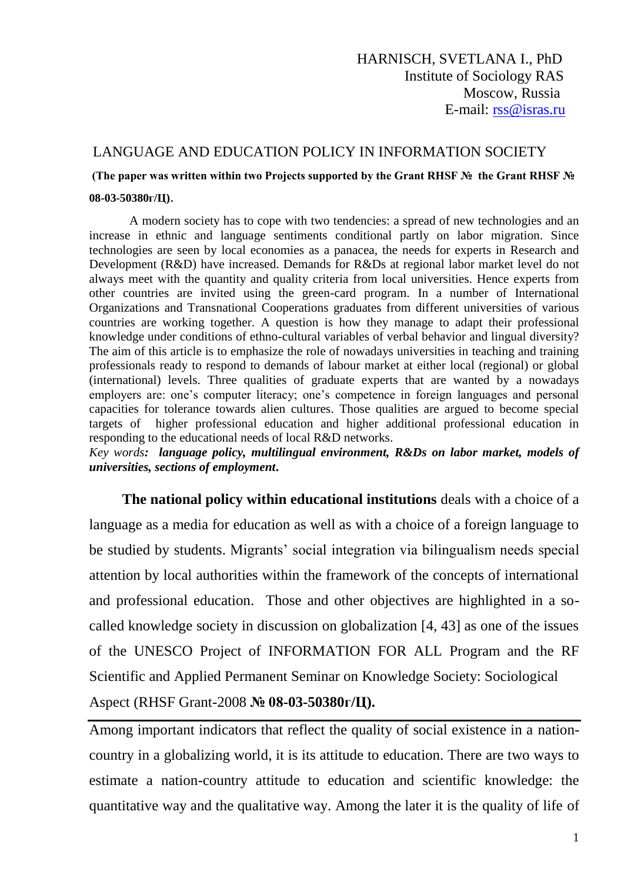HARNISCH, SVETLANA I., PhD
Institute of Sociology RAS
Moscow, Russia
E-mail: rss@isras.ru

# LANGUAGE AND EDUCATION POLICY IN INFORMATION SOCIETY

**(The paper was written within two Projects supported by the Grant RHSF № the Grant RHSF № 08-03-50380г/Ц).**

A modern society has to cope with two tendencies: a spread of new technologies and an increase in ethnic and language sentiments conditional partly on labor migration. Since technologies are seen by local economies as a panacea, the needs for experts in Research and Development (R&D) have increased. Demands for R&Ds at regional labor market level do not always meet with the quantity and quality criteria from local universities. Hence experts from other countries are invited using the green-card program. In a number of International Organizations and Transnational Cooperations graduates from different universities of various countries are working together. A question is how they manage to adapt their professional knowledge under conditions of ethno-cultural variables of verbal behavior and lingual diversity? The aim of this article is to emphasize the role of nowadays universities in teaching and training professionals ready to respond to demands of labour market at either local (regional) or global (international) levels. Three qualities of graduate experts that are wanted by a nowadays employers are: one's computer literacy; one's competence in foreign languages and personal capacities for tolerance towards alien cultures. Those qualities are argued to become special targets of higher professional education and higher additional professional education in responding to the educational needs of local R&D networks.

*Key words**: language policy, multilingual environment, R&Ds on labor market, models of universities, sections of employment.***

**The national policy within educational institutions** deals with a choice of a language as a media for education as well as with a choice of a foreign language to be studied by students. Migrants' social integration via bilingualism needs special attention by local authorities within the framework of the concepts of international and professional education. Those and other objectives are highlighted in a so-called knowledge society in discussion on globalization [4, 43] as one of the issues of the UNESCO Project of INFORMATION FOR ALL Program and the RF Scientific and Applied Permanent Seminar on Knowledge Society: Sociological Aspect (RHSF Grant-2008 **№ 08-03-50380г/Ц).**

---

Among important indicators that reflect the quality of social existence in a nation-country in a globalizing world, it is its attitude to education. There are two ways to estimate a nation-country attitude to education and scientific knowledge: the quantitative way and the qualitative way. Among the later it is the quality of life of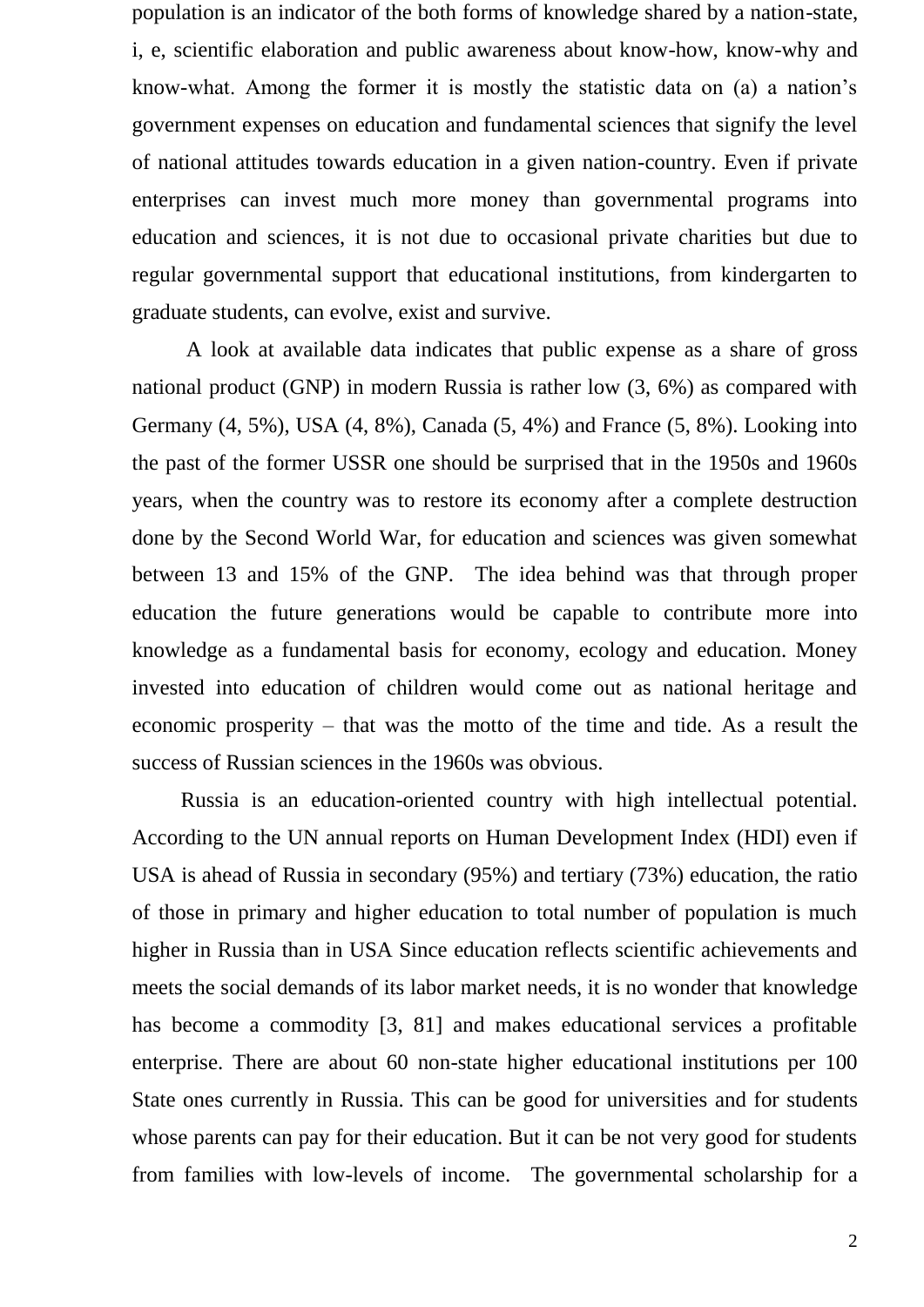population is an indicator of the both forms of knowledge shared by a nation-state, i, e, scientific elaboration and public awareness about know-how, know-why and know-what. Among the former it is mostly the statistic data on (a) a nation's government expenses on education and fundamental sciences that signify the level of national attitudes towards education in a given nation-country. Even if private enterprises can invest much more money than governmental programs into education and sciences, it is not due to occasional private charities but due to regular governmental support that educational institutions, from kindergarten to graduate students, can evolve, exist and survive.

A look at available data indicates that public expense as a share of gross national product (GNP) in modern Russia is rather low (3, 6%) as compared with Germany (4, 5%), USA (4, 8%), Canada (5, 4%) and France (5, 8%). Looking into the past of the former USSR one should be surprised that in the 1950s and 1960s years, when the country was to restore its economy after a complete destruction done by the Second World War, for education and sciences was given somewhat between 13 and 15% of the GNP. The idea behind was that through proper education the future generations would be capable to contribute more into knowledge as a fundamental basis for economy, ecology and education. Money invested into education of children would come out as national heritage and economic prosperity – that was the motto of the time and tide. As a result the success of Russian sciences in the 1960s was obvious.

Russia is an education-oriented country with high intellectual potential. According to the UN annual reports on Human Development Index (HDI) even if USA is ahead of Russia in secondary (95%) and tertiary (73%) education, the ratio of those in primary and higher education to total number of population is much higher in Russia than in USA Since education reflects scientific achievements and meets the social demands of its labor market needs, it is no wonder that knowledge has become a commodity [3, 81] and makes educational services a profitable enterprise. There are about 60 non-state higher educational institutions per 100 State ones currently in Russia. This can be good for universities and for students whose parents can pay for their education. But it can be not very good for students from families with low-levels of income. The governmental scholarship for a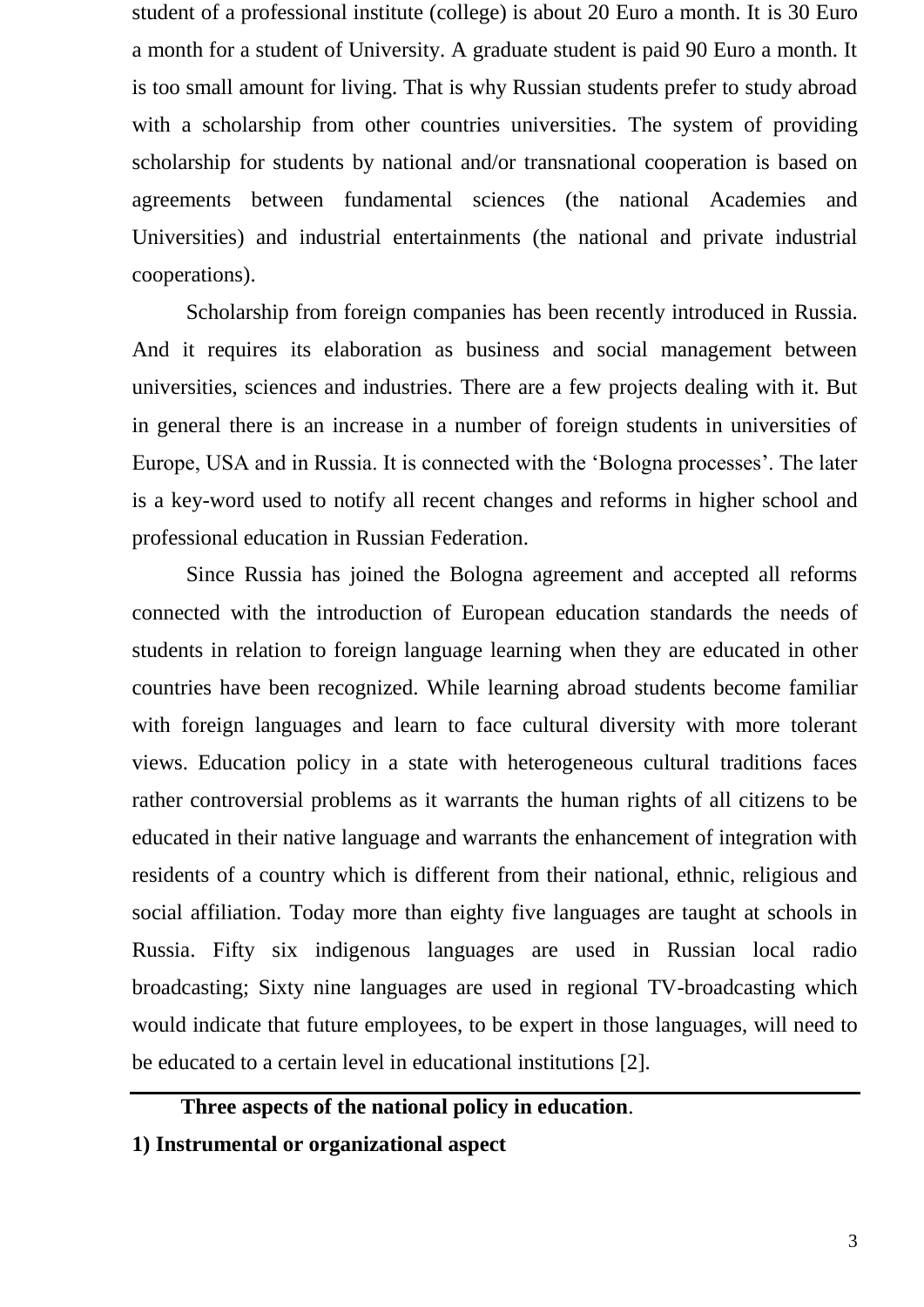student of a professional institute (college) is about 20 Euro a month. It is 30 Euro a month for a student of University. A graduate student is paid 90 Euro a month. It is too small amount for living. That is why Russian students prefer to study abroad with a scholarship from other countries universities. The system of providing scholarship for students by national and/or transnational cooperation is based on agreements between fundamental sciences (the national Academies and Universities) and industrial entertainments (the national and private industrial cooperations).

Scholarship from foreign companies has been recently introduced in Russia. And it requires its elaboration as business and social management between universities, sciences and industries. There are a few projects dealing with it. But in general there is an increase in a number of foreign students in universities of Europe, USA and in Russia. It is connected with the 'Bologna processes'. The later is a key-word used to notify all recent changes and reforms in higher school and professional education in Russian Federation.

Since Russia has joined the Bologna agreement and accepted all reforms connected with the introduction of European education standards the needs of students in relation to foreign language learning when they are educated in other countries have been recognized. While learning abroad students become familiar with foreign languages and learn to face cultural diversity with more tolerant views. Education policy in a state with heterogeneous cultural traditions faces rather controversial problems as it warrants the human rights of all citizens to be educated in their native language and warrants the enhancement of integration with residents of a country which is different from their national, ethnic, religious and social affiliation. Today more than eighty five languages are taught at schools in Russia. Fifty six indigenous languages are used in Russian local radio broadcasting; Sixty nine languages are used in regional TV-broadcasting which would indicate that future employees, to be expert in those languages, will need to be educated to a certain level in educational institutions [2].

---

**Three aspects of the national policy in education**.

**1) Instrumental or organizational aspect**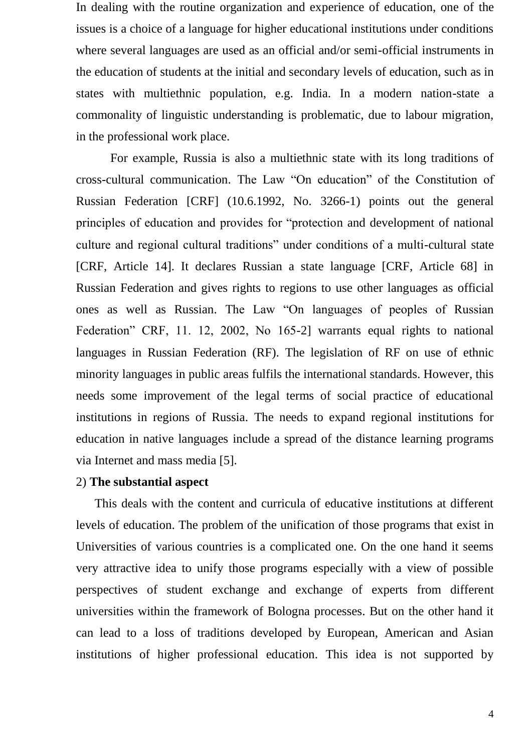In dealing with the routine organization and experience of education, one of the issues is a choice of a language for higher educational institutions under conditions where several languages are used as an official and/or semi-official instruments in the education of students at the initial and secondary levels of education, such as in states with multiethnic population, e.g. India. In a modern nation-state a commonality of linguistic understanding is problematic, due to labour migration, in the professional work place.

For example, Russia is also a multiethnic state with its long traditions of cross-cultural communication. The Law "On education" of the Constitution of Russian Federation [CRF] (10.6.1992, No. 3266-1) points out the general principles of education and provides for "protection and development of national culture and regional cultural traditions" under conditions of a multi-cultural state [CRF, Article 14]. It declares Russian a state language [CRF, Article 68] in Russian Federation and gives rights to regions to use other languages as official ones as well as Russian. The Law "On languages of peoples of Russian Federation" CRF, 11. 12, 2002, No 165-2] warrants equal rights to national languages in Russian Federation (RF). The legislation of RF on use of ethnic minority languages in public areas fulfils the international standards. However, this needs some improvement of the legal terms of social practice of educational institutions in regions of Russia. The needs to expand regional institutions for education in native languages include a spread of the distance learning programs via Internet and mass media [5].

2) **The substantial aspect**

This deals with the content and curricula of educative institutions at different levels of education. The problem of the unification of those programs that exist in Universities of various countries is a complicated one. On the one hand it seems very attractive idea to unify those programs especially with a view of possible perspectives of student exchange and exchange of experts from different universities within the framework of Bologna processes. But on the other hand it can lead to a loss of traditions developed by European, American and Asian institutions of higher professional education. This idea is not supported by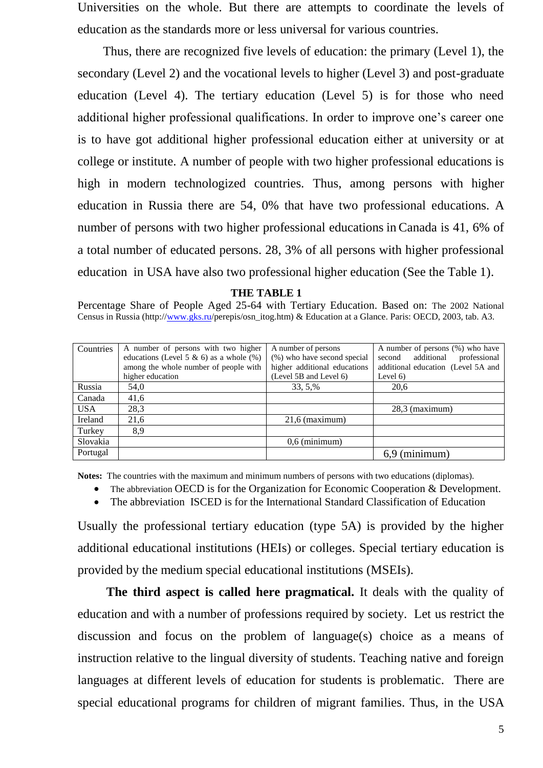Universities on the whole. But there are attempts to coordinate the levels of education as the standards more or less universal for various countries.

Thus, there are recognized five levels of education: the primary (Level 1), the secondary (Level 2) and the vocational levels to higher (Level 3) and post-graduate education (Level 4). The tertiary education (Level 5) is for those who need additional higher professional qualifications. In order to improve one's career one is to have got additional higher professional education either at university or at college or institute. A number of people with two higher professional educations is high in modern technologized countries. Thus, among persons with higher education in Russia there are 54, 0% that have two professional educations. A number of persons with two higher professional educations in Canada is 41, 6% of a total number of educated persons. 28, 3% of all persons with higher professional education in USA have also two professional higher education (See the Table 1).

**THE TABLE 1**

Percentage Share of People Aged 25-64 with Tertiary Education. Based on: The 2002 National Census in Russia (http://www.gks.ru/perepis/osn_itog.htm) & Education at a Glance. Paris: OECD, 2003, tab. A3.

| Countries | A number of persons with two higher educations (Level 5 & 6) as a whole (%) among the whole number of people with higher education | A number of persons (%) who have second special higher additional educations (Level 5B and Level 6) | A number of persons (%) who have second additional professional additional education (Level 5A and Level 6) |
|---|---|---|---|
| Russia | 54,0 | 33, 5,% | 20,6 |
| Canada | 41,6 | | |
| USA | 28,3 | | 28,3 (maximum) |
| Ireland | 21,6 | 21,6 (maximum) | |
| Turkey | 8,9 | | |
| Slovakia | | 0,6 (minimum) | |
| Portugal | | | 6,9 (minimum) |

**Notes:** The countries with the maximum and minimum numbers of persons with two educations (diplomas).

- The abbreviation OECD is for the Organization for Economic Cooperation & Development.
- The abbreviation ISCED is for the International Standard Classification of Education

Usually the professional tertiary education (type 5A) is provided by the higher additional educational institutions (HEIs) or colleges. Special tertiary education is provided by the medium special educational institutions (MSEIs).

**The third aspect is called here pragmatical.** It deals with the quality of education and with a number of professions required by society. Let us restrict the discussion and focus on the problem of language(s) choice as a means of instruction relative to the lingual diversity of students. Teaching native and foreign languages at different levels of education for students is problematic. There are special educational programs for children of migrant families. Thus, in the USA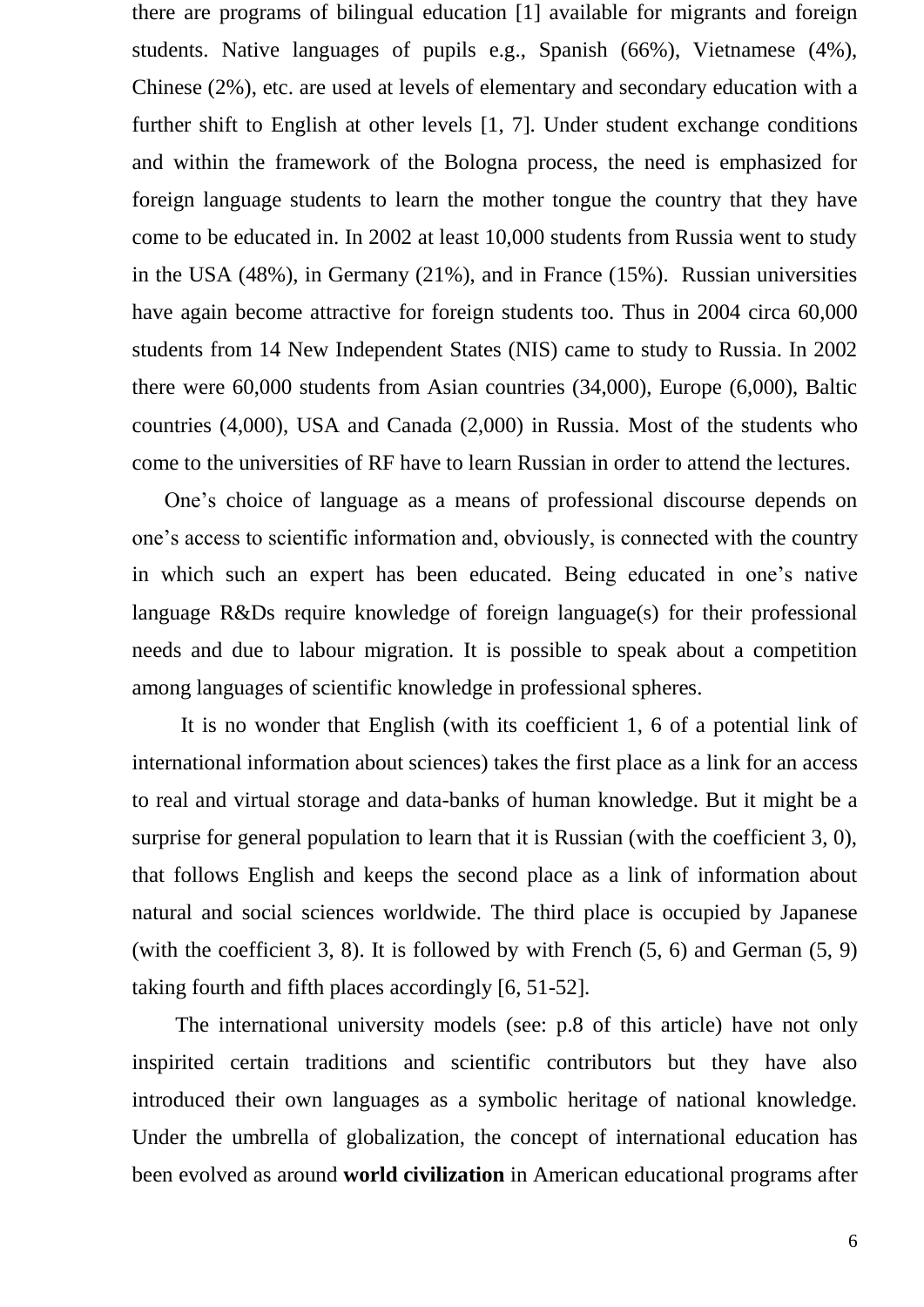there are programs of bilingual education [1] available for migrants and foreign students. Native languages of pupils e.g., Spanish (66%), Vietnamese (4%), Chinese (2%), etc. are used at levels of elementary and secondary education with a further shift to English at other levels [1, 7]. Under student exchange conditions and within the framework of the Bologna process, the need is emphasized for foreign language students to learn the mother tongue the country that they have come to be educated in. In 2002 at least 10,000 students from Russia went to study in the USA (48%), in Germany (21%), and in France (15%). Russian universities have again become attractive for foreign students too. Thus in 2004 circa 60,000 students from 14 New Independent States (NIS) came to study to Russia. In 2002 there were 60,000 students from Asian countries (34,000), Europe (6,000), Baltic countries (4,000), USA and Canada (2,000) in Russia. Most of the students who come to the universities of RF have to learn Russian in order to attend the lectures.

One's choice of language as a means of professional discourse depends on one's access to scientific information and, obviously, is connected with the country in which such an expert has been educated. Being educated in one's native language R&Ds require knowledge of foreign language(s) for their professional needs and due to labour migration. It is possible to speak about a competition among languages of scientific knowledge in professional spheres.

It is no wonder that English (with its coefficient 1, 6 of a potential link of international information about sciences) takes the first place as a link for an access to real and virtual storage and data-banks of human knowledge. But it might be a surprise for general population to learn that it is Russian (with the coefficient 3, 0), that follows English and keeps the second place as a link of information about natural and social sciences worldwide. The third place is occupied by Japanese (with the coefficient 3, 8). It is followed by with French (5, 6) and German (5, 9) taking fourth and fifth places accordingly [6, 51-52].

The international university models (see: p.8 of this article) have not only inspirited certain traditions and scientific contributors but they have also introduced their own languages as a symbolic heritage of national knowledge. Under the umbrella of globalization, the concept of international education has been evolved as around **world civilization** in American educational programs after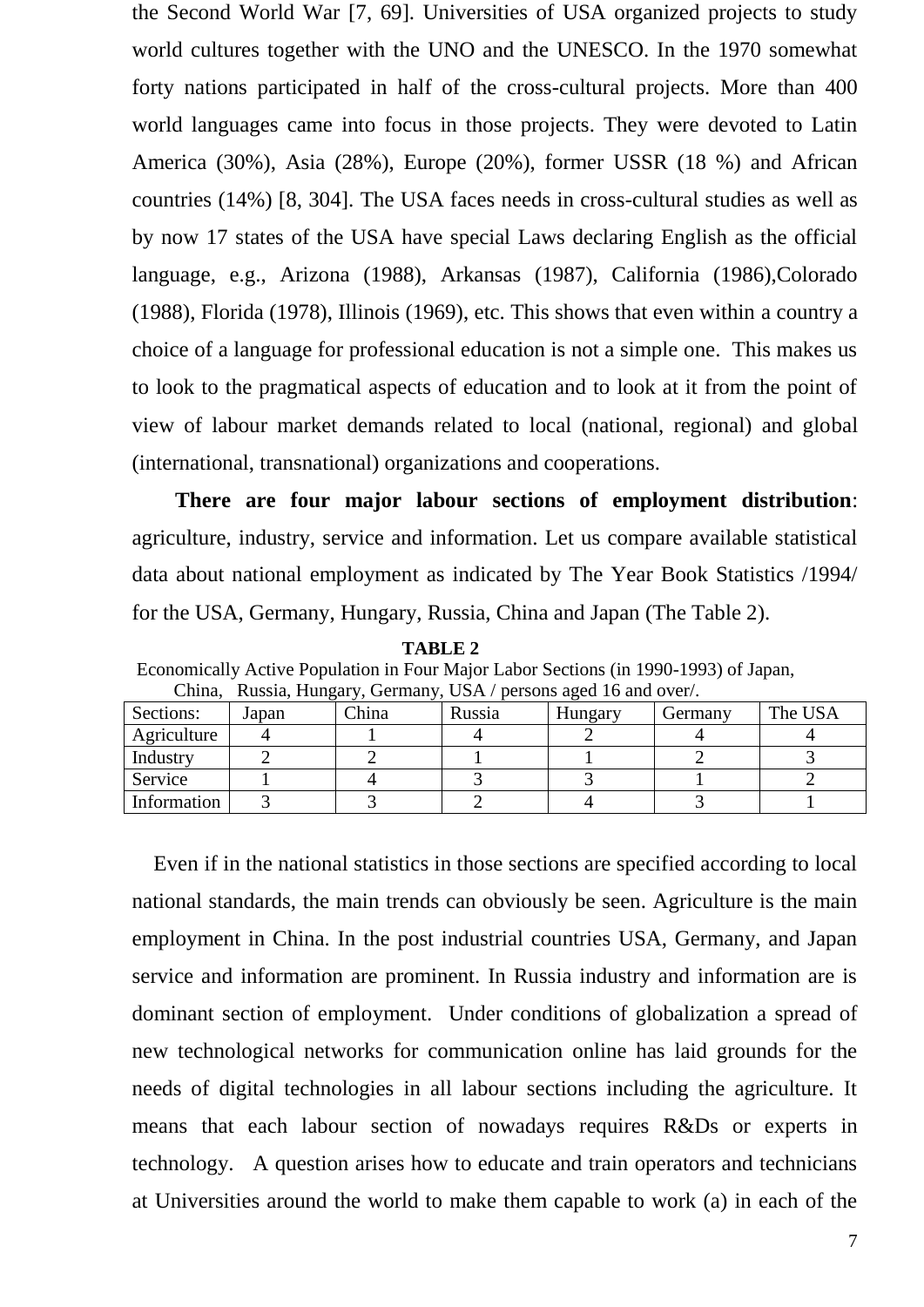the Second World War [7, 69]. Universities of USA organized projects to study world cultures together with the UNO and the UNESCO. In the 1970 somewhat forty nations participated in half of the cross-cultural projects. More than 400 world languages came into focus in those projects. They were devoted to Latin America (30%), Asia (28%), Europe (20%), former USSR (18 %) and African countries (14%) [8, 304]. The USA faces needs in cross-cultural studies as well as by now 17 states of the USA have special Laws declaring English as the official language, e.g., Arizona (1988), Arkansas (1987), California (1986),Colorado (1988), Florida (1978), Illinois (1969), etc. This shows that even within a country a choice of a language for professional education is not a simple one. This makes us to look to the pragmatical aspects of education and to look at it from the point of view of labour market demands related to local (national, regional) and global (international, transnational) organizations and cooperations.

**There are four major labour sections of employment distribution**: agriculture, industry, service and information. Let us compare available statistical data about national employment as indicated by The Year Book Statistics /1994/ for the USA, Germany, Hungary, Russia, China and Japan (The Table 2).

**TABLE 2**

Economically Active Population in Four Major Labor Sections (in 1990-1993) of Japan, China, Russia, Hungary, Germany, USA / persons aged 16 and over/.

| Sections: | Japan | China | Russia | Hungary | Germany | The USA |
|---|---|---|---|---|---|---|
| Agriculture | 4 | 1 | 4 | 2 | 4 | 4 |
| Industry | 2 | 2 | 1 | 1 | 2 | 3 |
| Service | 1 | 4 | 3 | 3 | 1 | 2 |
| Information | 3 | 3 | 2 | 4 | 3 | 1 |

Even if in the national statistics in those sections are specified according to local national standards, the main trends can obviously be seen. Agriculture is the main employment in China. In the post industrial countries USA, Germany, and Japan service and information are prominent. In Russia industry and information are is dominant section of employment. Under conditions of globalization a spread of new technological networks for communication online has laid grounds for the needs of digital technologies in all labour sections including the agriculture. It means that each labour section of nowadays requires R&Ds or experts in technology. A question arises how to educate and train operators and technicians at Universities around the world to make them capable to work (a) in each of the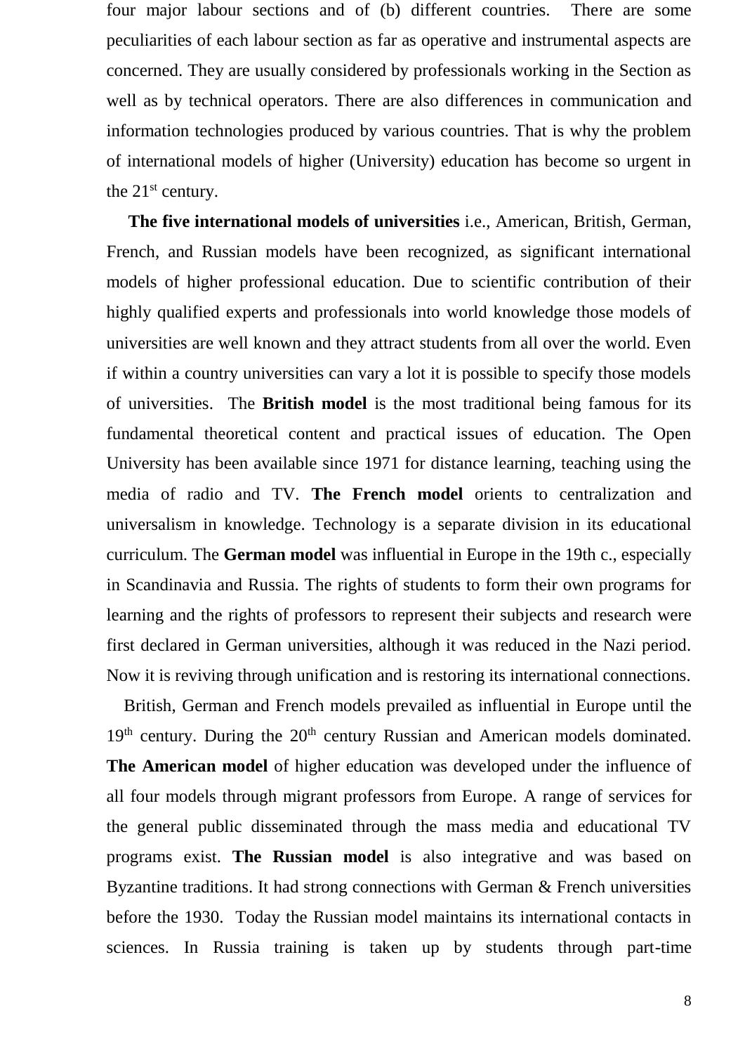four major labour sections and of (b) different countries. There are some peculiarities of each labour section as far as operative and instrumental aspects are concerned. They are usually considered by professionals working in the Section as well as by technical operators. There are also differences in communication and information technologies produced by various countries. That is why the problem of international models of higher (University) education has become so urgent in the 21st century.

**The five international models of universities** i.e., American, British, German, French, and Russian models have been recognized, as significant international models of higher professional education. Due to scientific contribution of their highly qualified experts and professionals into world knowledge those models of universities are well known and they attract students from all over the world. Even if within a country universities can vary a lot it is possible to specify those models of universities. The **British model** is the most traditional being famous for its fundamental theoretical content and practical issues of education. The Open University has been available since 1971 for distance learning, teaching using the media of radio and TV. **The French model** orients to centralization and universalism in knowledge. Technology is a separate division in its educational curriculum. The **German model** was influential in Europe in the 19th c., especially in Scandinavia and Russia. The rights of students to form their own programs for learning and the rights of professors to represent their subjects and research were first declared in German universities, although it was reduced in the Nazi period. Now it is reviving through unification and is restoring its international connections.

British, German and French models prevailed as influential in Europe until the 19th century. During the 20th century Russian and American models dominated. **The American model** of higher education was developed under the influence of all four models through migrant professors from Europe. A range of services for the general public disseminated through the mass media and educational TV programs exist. **The Russian model** is also integrative and was based on Byzantine traditions. It had strong connections with German & French universities before the 1930. Today the Russian model maintains its international contacts in sciences. In Russia training is taken up by students through part-time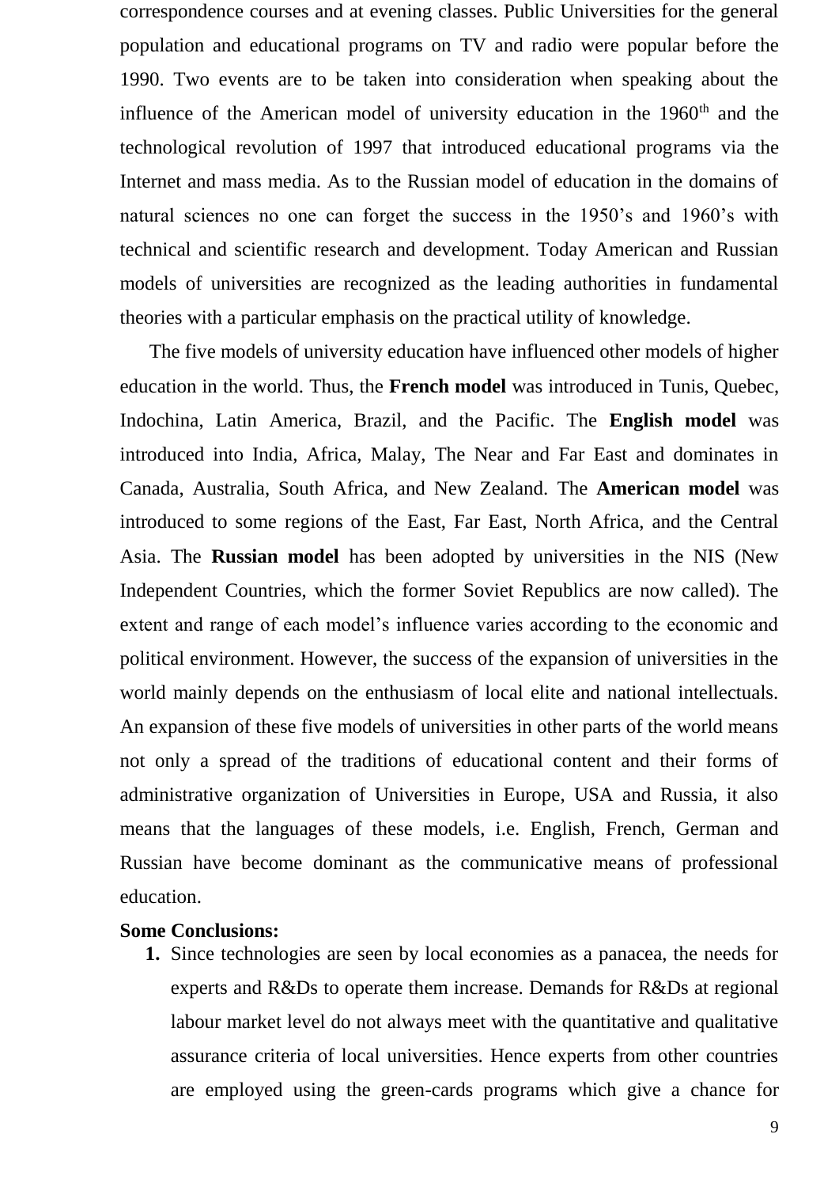correspondence courses and at evening classes. Public Universities for the general population and educational programs on TV and radio were popular before the 1990. Two events are to be taken into consideration when speaking about the influence of the American model of university education in the 1960th and the technological revolution of 1997 that introduced educational programs via the Internet and mass media. As to the Russian model of education in the domains of natural sciences no one can forget the success in the 1950's and 1960's with technical and scientific research and development. Today American and Russian models of universities are recognized as the leading authorities in fundamental theories with a particular emphasis on the practical utility of knowledge.

The five models of university education have influenced other models of higher education in the world. Thus, the **French model** was introduced in Tunis, Quebec, Indochina, Latin America, Brazil, and the Pacific. The **English model** was introduced into India, Africa, Malay, The Near and Far East and dominates in Canada, Australia, South Africa, and New Zealand. The **American model** was introduced to some regions of the East, Far East, North Africa, and the Central Asia. The **Russian model** has been adopted by universities in the NIS (New Independent Countries, which the former Soviet Republics are now called). The extent and range of each model's influence varies according to the economic and political environment. However, the success of the expansion of universities in the world mainly depends on the enthusiasm of local elite and national intellectuals. An expansion of these five models of universities in other parts of the world means not only a spread of the traditions of educational content and their forms of administrative organization of Universities in Europe, USA and Russia, it also means that the languages of these models, i.e. English, French, German and Russian have become dominant as the communicative means of professional education.

**Some Conclusions:**

1. Since technologies are seen by local economies as a panacea, the needs for experts and R&Ds to operate them increase. Demands for R&Ds at regional labour market level do not always meet with the quantitative and qualitative assurance criteria of local universities. Hence experts from other countries are employed using the green-cards programs which give a chance for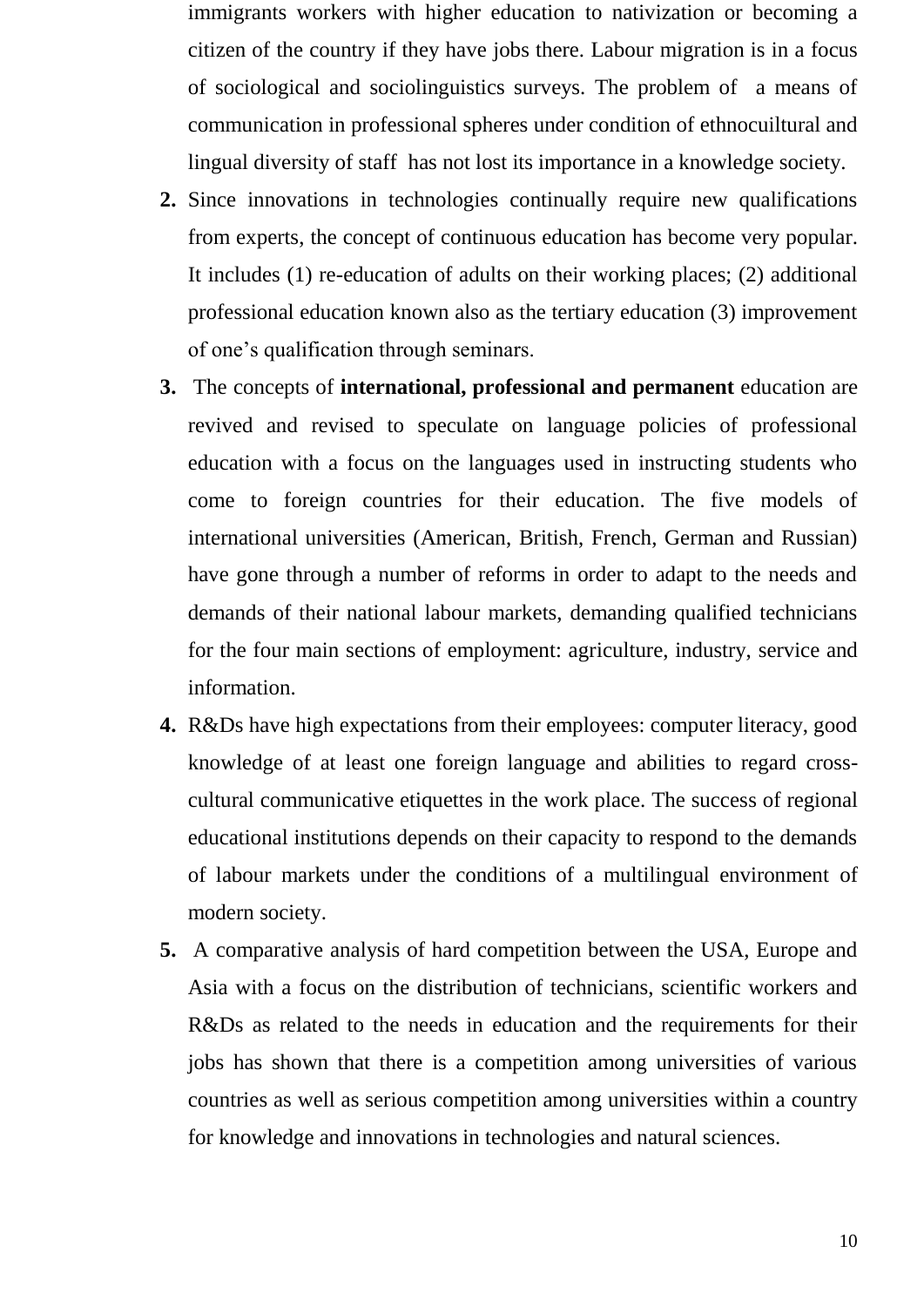immigrants workers with higher education to nativization or becoming a citizen of the country if they have jobs there. Labour migration is in a focus of sociological and sociolinguistics surveys. The problem of a means of communication in professional spheres under condition of ethnocuiltural and lingual diversity of staff has not lost its importance in a knowledge society.

2. Since innovations in technologies continually require new qualifications from experts, the concept of continuous education has become very popular. It includes (1) re-education of adults on their working places; (2) additional professional education known also as the tertiary education (3) improvement of one's qualification through seminars.
3. The concepts of **international, professional and permanent** education are revived and revised to speculate on language policies of professional education with a focus on the languages used in instructing students who come to foreign countries for their education. The five models of international universities (American, British, French, German and Russian) have gone through a number of reforms in order to adapt to the needs and demands of their national labour markets, demanding qualified technicians for the four main sections of employment: agriculture, industry, service and information.
4. R&Ds have high expectations from their employees: computer literacy, good knowledge of at least one foreign language and abilities to regard cross-cultural communicative etiquettes in the work place. The success of regional educational institutions depends on their capacity to respond to the demands of labour markets under the conditions of a multilingual environment of modern society.
5. A comparative analysis of hard competition between the USA, Europe and Asia with a focus on the distribution of technicians, scientific workers and R&Ds as related to the needs in education and the requirements for their jobs has shown that there is a competition among universities of various countries as well as serious competition among universities within a country for knowledge and innovations in technologies and natural sciences.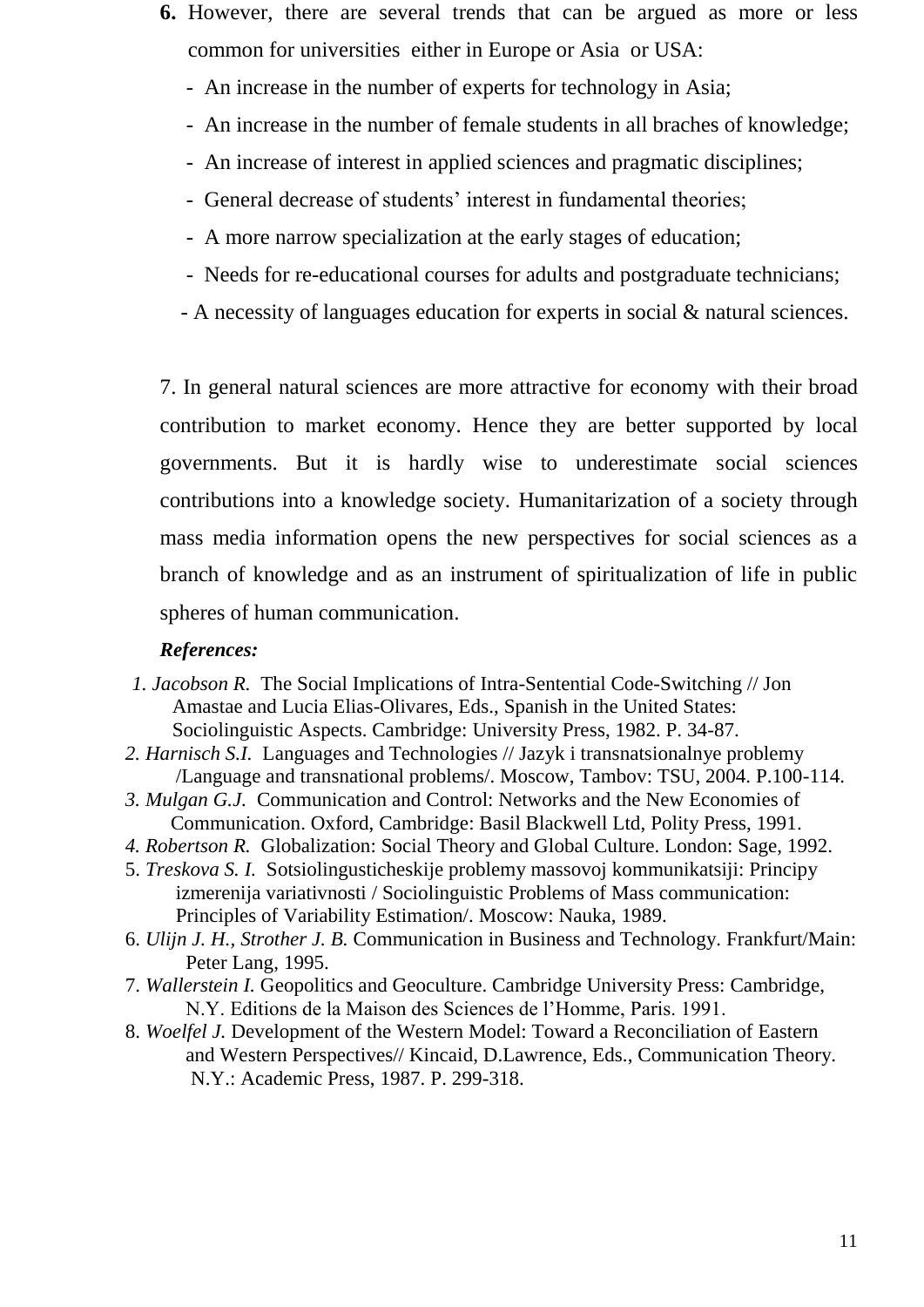**6.** However, there are several trends that can be argued as more or less common for universities either in Europe or Asia or USA:

- An increase in the number of experts for technology in Asia;
- An increase in the number of female students in all braches of knowledge;
- An increase of interest in applied sciences and pragmatic disciplines;
- General decrease of students' interest in fundamental theories;
- A more narrow specialization at the early stages of education;
- Needs for re-educational courses for adults and postgraduate technicians;
- A necessity of languages education for experts in social & natural sciences.

7. In general natural sciences are more attractive for economy with their broad contribution to market economy. Hence they are better supported by local governments. But it is hardly wise to underestimate social sciences contributions into a knowledge society. Humanitarization of a society through mass media information opens the new perspectives for social sciences as a branch of knowledge and as an instrument of spiritualization of life in public spheres of human communication.

***References:***

1. *Jacobson R.* The Social Implications of Intra-Sentential Code-Switching // Jon Amastae and Lucia Elias-Olivares, Eds., Spanish in the United States: Sociolinguistic Aspects. Cambridge: University Press, 1982. P. 34-87.
2. *Harnisch S.I.* Languages and Technologies // Jazyk i transnatsionalnye problemy /Language and transnational problems/. Moscow, Tambov: TSU, 2004. P.100-114.
3. *Mulgan G.J.* Communication and Control: Networks and the New Economies of Communication. Oxford, Cambridge: Basil Blackwell Ltd, Polity Press, 1991.
4. *Robertson R.* Globalization: Social Theory and Global Culture. London: Sage, 1992.
5. *Treskova S. I.* Sotsiolingusticheskije problemy massovoj kommunikatsiji: Principy izmerenija variativnosti / Sociolinguistic Problems of Mass communication: Principles of Variability Estimation/. Moscow: Nauka, 1989.
6. *Ulijn J. H., Strother J. B.* Communication in Business and Technology. Frankfurt/Main: Peter Lang, 1995.
7. *Wallerstein I.* Geopolitics and Geoculture. Cambridge University Press: Cambridge, N.Y. Editions de la Maison des Sciences de l'Homme, Paris. 1991.
8. *Woelfel J.* Development of the Western Model: Toward a Reconciliation of Eastern and Western Perspectives// Kincaid, D.Lawrence, Eds., Communication Theory. N.Y.: Academic Press, 1987. P. 299-318.